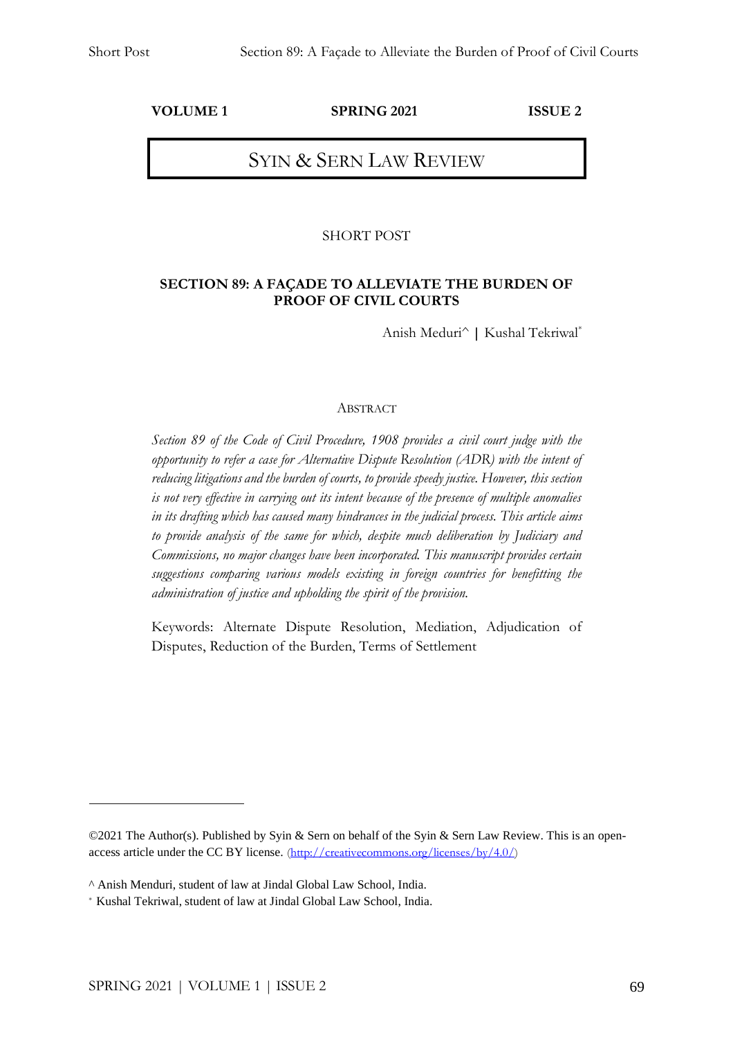**VOLUME 1** **SPRING 2021** **ISSUE 2**

# SYIN & SERN LAW REVIEW

SHORT POST

## SECTION 89: A FAÇADE TO ALLEVIATE THE BURDEN OF PROOF OF CIVIL COURTS

Anish Meduri^ | Kushal Tekriwal*

### ABSTRACT

*Section 89 of the Code of Civil Procedure, 1908 provides a civil court judge with the opportunity to refer a case for Alternative Dispute Resolution (ADR) with the intent of reducing litigations and the burden of courts, to provide speedy justice. However, this section is not very effective in carrying out its intent because of the presence of multiple anomalies in its drafting which has caused many hindrances in the judicial process. This article aims to provide analysis of the same for which, despite much deliberation by Judiciary and Commissions, no major changes have been incorporated. This manuscript provides certain suggestions comparing various models existing in foreign countries for benefitting the administration of justice and upholding the spirit of the provision.*

Keywords: Alternate Dispute Resolution, Mediation, Adjudication of Disputes, Reduction of the Burden, Terms of Settlement

---

©2021 The Author(s). Published by Syin & Sern on behalf of the Syin & Sern Law Review. This is an open-access article under the CC BY license. (http://creativecommons.org/licenses/by/4.0/)

^ Anish Menduri, student of law at Jindal Global Law School, India.

* Kushal Tekriwal, student of law at Jindal Global Law School, India.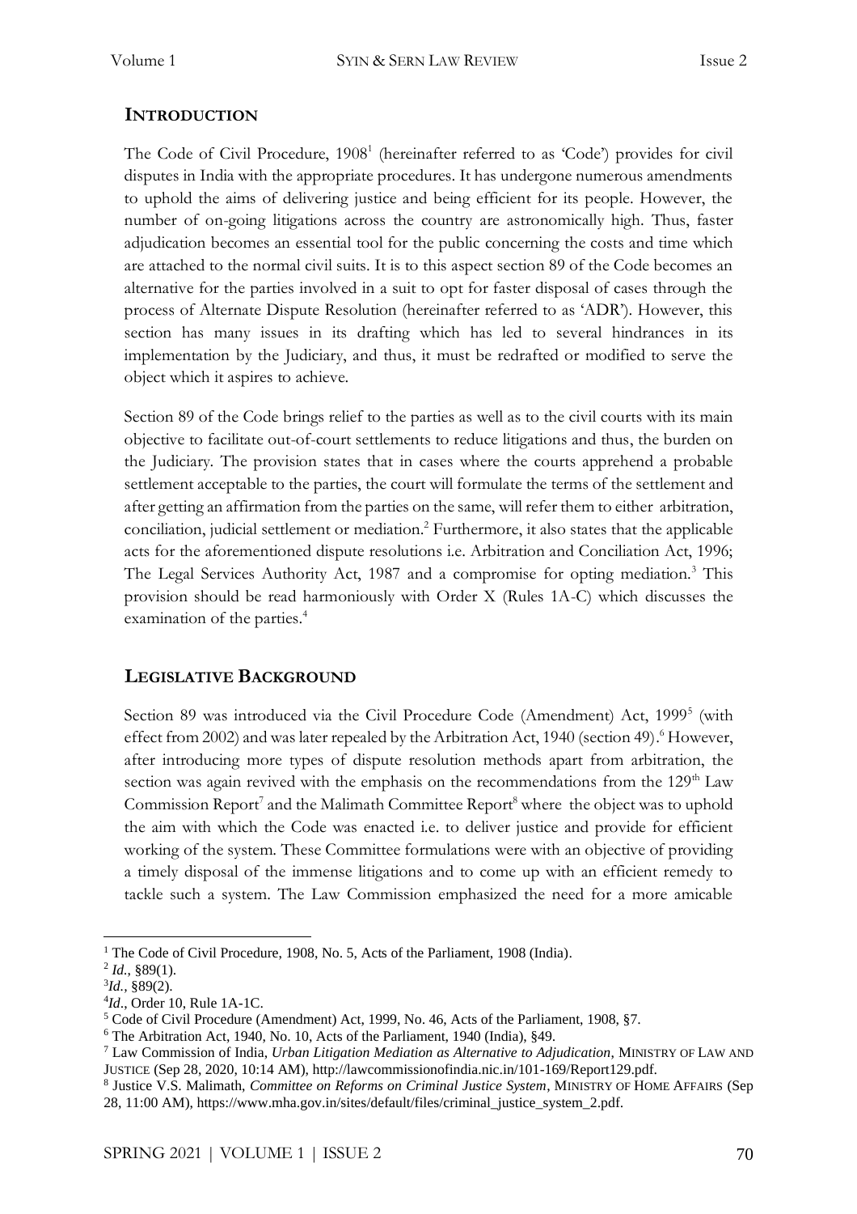## Introduction

The Code of Civil Procedure, 1908[1] (hereinafter referred to as 'Code') provides for civil disputes in India with the appropriate procedures. It has undergone numerous amendments to uphold the aims of delivering justice and being efficient for its people. However, the number of on-going litigations across the country are astronomically high. Thus, faster adjudication becomes an essential tool for the public concerning the costs and time which are attached to the normal civil suits. It is to this aspect section 89 of the Code becomes an alternative for the parties involved in a suit to opt for faster disposal of cases through the process of Alternate Dispute Resolution (hereinafter referred to as 'ADR'). However, this section has many issues in its drafting which has led to several hindrances in its implementation by the Judiciary, and thus, it must be redrafted or modified to serve the object which it aspires to achieve.

Section 89 of the Code brings relief to the parties as well as to the civil courts with its main objective to facilitate out-of-court settlements to reduce litigations and thus, the burden on the Judiciary. The provision states that in cases where the courts apprehend a probable settlement acceptable to the parties, the court will formulate the terms of the settlement and after getting an affirmation from the parties on the same, will refer them to either arbitration, conciliation, judicial settlement or mediation.[2] Furthermore, it also states that the applicable acts for the aforementioned dispute resolutions i.e. Arbitration and Conciliation Act, 1996; The Legal Services Authority Act, 1987 and a compromise for opting mediation.[3] This provision should be read harmoniously with Order X (Rules 1A-C) which discusses the examination of the parties.[4]

## Legislative Background

Section 89 was introduced via the Civil Procedure Code (Amendment) Act, 1999[5] (with effect from 2002) and was later repealed by the Arbitration Act, 1940 (section 49).[6] However, after introducing more types of dispute resolution methods apart from arbitration, the section was again revived with the emphasis on the recommendations from the 129th Law Commission Report[7] and the Malimath Committee Report[8] where the object was to uphold the aim with which the Code was enacted i.e. to deliver justice and provide for efficient working of the system. These Committee formulations were with an objective of providing a timely disposal of the immense litigations and to come up with an efficient remedy to tackle such a system. The Law Commission emphasized the need for a more amicable

---

[1] The Code of Civil Procedure, 1908, No. 5, Acts of the Parliament, 1908 (India).

[2] *Id.*, §89(1).

[3] *Id.*, §89(2).

[4] *Id.*, Order 10, Rule 1A-1C.

[5] Code of Civil Procedure (Amendment) Act, 1999, No. 46, Acts of the Parliament, 1908, §7.

[6] The Arbitration Act, 1940, No. 10, Acts of the Parliament, 1940 (India), §49.

[7] Law Commission of India, *Urban Litigation Mediation as Alternative to Adjudication*, Ministry of Law and Justice (Sep 28, 2020, 10:14 AM), http://lawcommissionofindia.nic.in/101-169/Report129.pdf.

[8] Justice V.S. Malimath, *Committee on Reforms on Criminal Justice System*, Ministry of Home Affairs (Sep 28, 11:00 AM), https://www.mha.gov.in/sites/default/files/criminal_justice_system_2.pdf.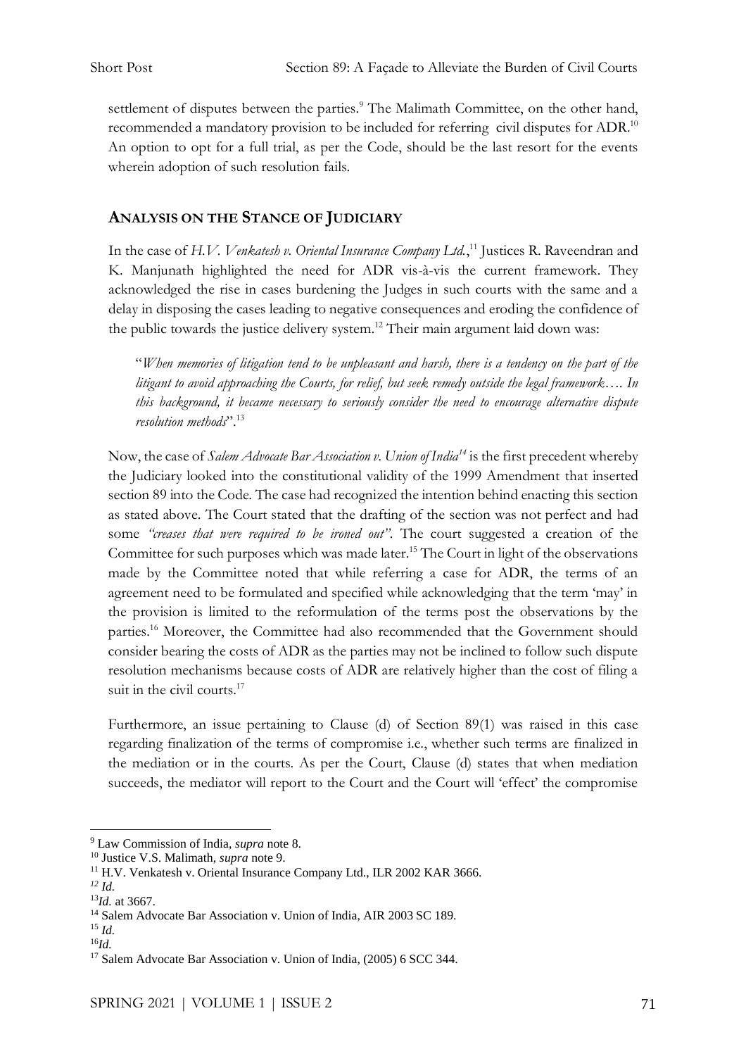settlement of disputes between the parties.[9] The Malimath Committee, on the other hand, recommended a mandatory provision to be included for referring civil disputes for ADR.[10] An option to opt for a full trial, as per the Code, should be the last resort for the events wherein adoption of such resolution fails.

## **Analysis on the Stance of Judiciary**

In the case of *H.V. Venkatesh v. Oriental Insurance Company Ltd.*,[11] Justices R. Raveendran and K. Manjunath highlighted the need for ADR vis-à-vis the current framework. They acknowledged the rise in cases burdening the Judges in such courts with the same and a delay in disposing the cases leading to negative consequences and eroding the confidence of the public towards the justice delivery system.[12] Their main argument laid down was:

> "*When memories of litigation tend to be unpleasant and harsh, there is a tendency on the part of the litigant to avoid approaching the Courts, for relief, but seek remedy outside the legal framework…. In this background, it became necessary to seriously consider the need to encourage alternative dispute resolution methods*".[13]

Now, the case of *Salem Advocate Bar Association v. Union of India*[14] is the first precedent whereby the Judiciary looked into the constitutional validity of the 1999 Amendment that inserted section 89 into the Code. The case had recognized the intention behind enacting this section as stated above. The Court stated that the drafting of the section was not perfect and had some *"creases that were required to be ironed out"*. The court suggested a creation of the Committee for such purposes which was made later.[15] The Court in light of the observations made by the Committee noted that while referring a case for ADR, the terms of an agreement need to be formulated and specified while acknowledging that the term 'may' in the provision is limited to the reformulation of the terms post the observations by the parties.[16] Moreover, the Committee had also recommended that the Government should consider bearing the costs of ADR as the parties may not be inclined to follow such dispute resolution mechanisms because costs of ADR are relatively higher than the cost of filing a suit in the civil courts.[17]

Furthermore, an issue pertaining to Clause (d) of Section 89(1) was raised in this case regarding finalization of the terms of compromise i.e., whether such terms are finalized in the mediation or in the courts. As per the Court, Clause (d) states that when mediation succeeds, the mediator will report to the Court and the Court will 'effect' the compromise

---

[9] Law Commission of India, *supra* note 8.

[10] Justice V.S. Malimath, *supra* note 9.

[11] H.V. Venkatesh v. Oriental Insurance Company Ltd., ILR 2002 KAR 3666.

[12] *Id.*

[13] *Id.* at 3667.

[14] Salem Advocate Bar Association v. Union of India, AIR 2003 SC 189.

[15] *Id.*

[16] *Id.*

[17] Salem Advocate Bar Association v. Union of India, (2005) 6 SCC 344.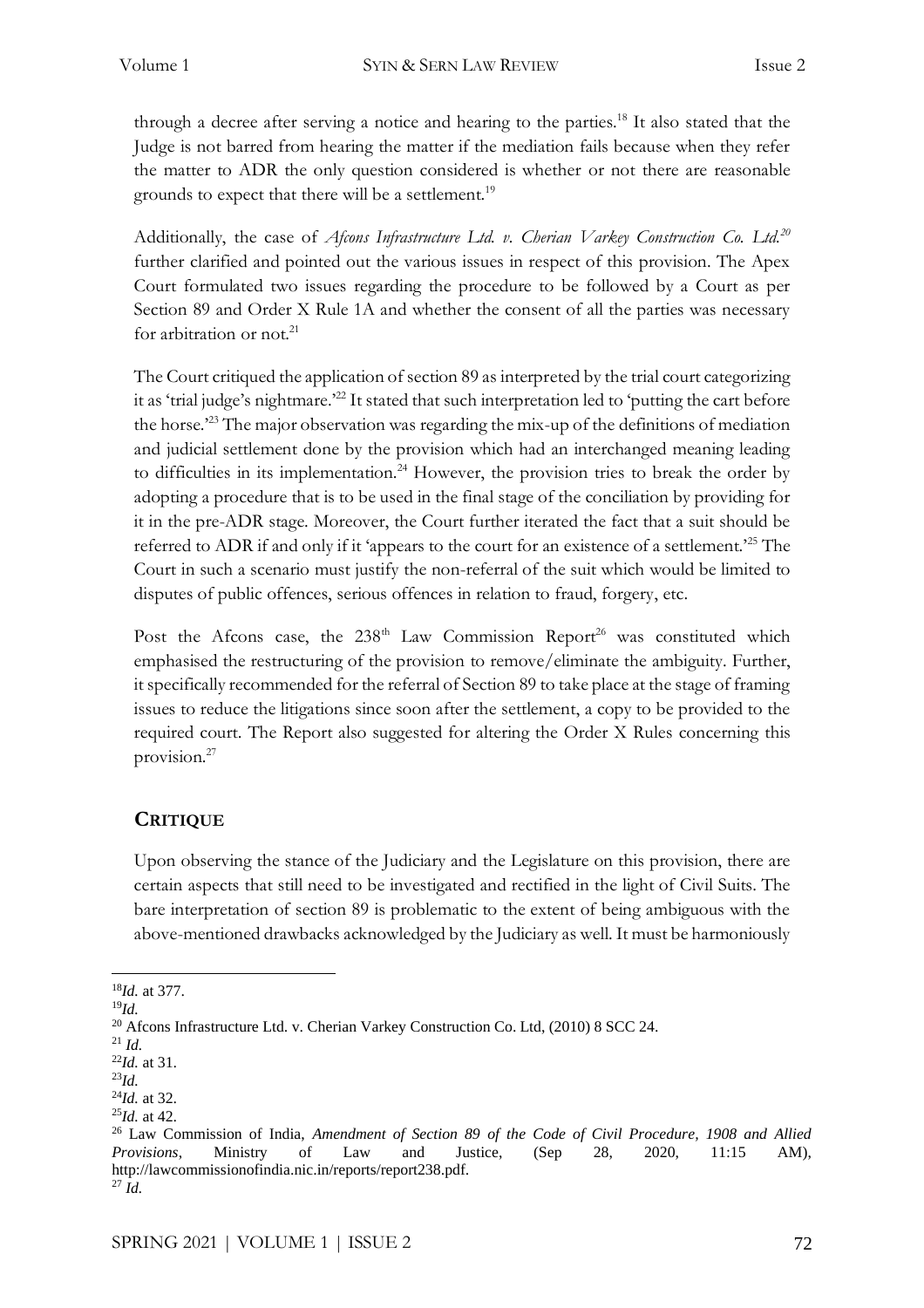through a decree after serving a notice and hearing to the parties.[18] It also stated that the Judge is not barred from hearing the matter if the mediation fails because when they refer the matter to ADR the only question considered is whether or not there are reasonable grounds to expect that there will be a settlement.[19]

Additionally, the case of *Afcons Infrastructure Ltd. v. Cherian Varkey Construction Co. Ltd.*[20] further clarified and pointed out the various issues in respect of this provision. The Apex Court formulated two issues regarding the procedure to be followed by a Court as per Section 89 and Order X Rule 1A and whether the consent of all the parties was necessary for arbitration or not.[21]

The Court critiqued the application of section 89 as interpreted by the trial court categorizing it as 'trial judge's nightmare.'[22] It stated that such interpretation led to 'putting the cart before the horse.'[23] The major observation was regarding the mix-up of the definitions of mediation and judicial settlement done by the provision which had an interchanged meaning leading to difficulties in its implementation.[24] However, the provision tries to break the order by adopting a procedure that is to be used in the final stage of the conciliation by providing for it in the pre-ADR stage. Moreover, the Court further iterated the fact that a suit should be referred to ADR if and only if it 'appears to the court for an existence of a settlement.'[25] The Court in such a scenario must justify the non-referral of the suit which would be limited to disputes of public offences, serious offences in relation to fraud, forgery, etc.

Post the Afcons case, the 238th Law Commission Report[26] was constituted which emphasised the restructuring of the provision to remove/eliminate the ambiguity. Further, it specifically recommended for the referral of Section 89 to take place at the stage of framing issues to reduce the litigations since soon after the settlement, a copy to be provided to the required court. The Report also suggested for altering the Order X Rules concerning this provision.[27]

## CRITIQUE

Upon observing the stance of the Judiciary and the Legislature on this provision, there are certain aspects that still need to be investigated and rectified in the light of Civil Suits. The bare interpretation of section 89 is problematic to the extent of being ambiguous with the above-mentioned drawbacks acknowledged by the Judiciary as well. It must be harmoniously

---

[18] *Id.* at 377.

[19] *Id.*

[20] Afcons Infrastructure Ltd. v. Cherian Varkey Construction Co. Ltd, (2010) 8 SCC 24.

[21] *Id.*

[22] *Id.* at 31.

[23] *Id.*

[24] *Id.* at 32.

[25] *Id.* at 42.

[26] Law Commission of India, *Amendment of Section 89 of the Code of Civil Procedure, 1908 and Allied Provisions*, Ministry of Law and Justice, (Sep 28, 2020, 11:15 AM), http://lawcommissionofindia.nic.in/reports/report238.pdf.

[27] *Id.*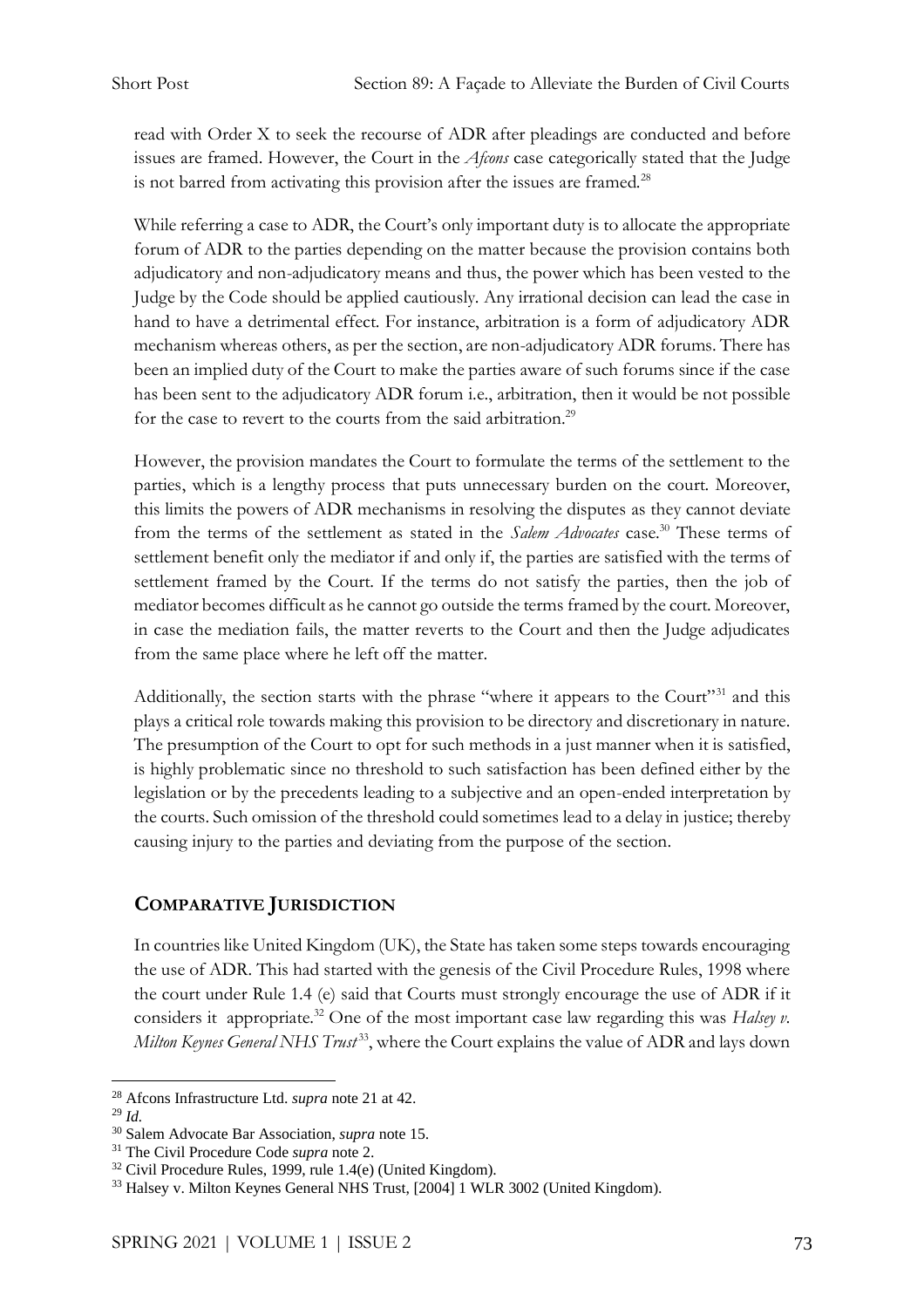read with Order X to seek the recourse of ADR after pleadings are conducted and before issues are framed. However, the Court in the *Afcons* case categorically stated that the Judge is not barred from activating this provision after the issues are framed.[28]

While referring a case to ADR, the Court's only important duty is to allocate the appropriate forum of ADR to the parties depending on the matter because the provision contains both adjudicatory and non-adjudicatory means and thus, the power which has been vested to the Judge by the Code should be applied cautiously. Any irrational decision can lead the case in hand to have a detrimental effect. For instance, arbitration is a form of adjudicatory ADR mechanism whereas others, as per the section, are non-adjudicatory ADR forums. There has been an implied duty of the Court to make the parties aware of such forums since if the case has been sent to the adjudicatory ADR forum i.e., arbitration, then it would be not possible for the case to revert to the courts from the said arbitration.[29]

However, the provision mandates the Court to formulate the terms of the settlement to the parties, which is a lengthy process that puts unnecessary burden on the court. Moreover, this limits the powers of ADR mechanisms in resolving the disputes as they cannot deviate from the terms of the settlement as stated in the *Salem Advocates* case.[30] These terms of settlement benefit only the mediator if and only if, the parties are satisfied with the terms of settlement framed by the Court. If the terms do not satisfy the parties, then the job of mediator becomes difficult as he cannot go outside the terms framed by the court. Moreover, in case the mediation fails, the matter reverts to the Court and then the Judge adjudicates from the same place where he left off the matter.

Additionally, the section starts with the phrase "where it appears to the Court"[31] and this plays a critical role towards making this provision to be directory and discretionary in nature. The presumption of the Court to opt for such methods in a just manner when it is satisfied, is highly problematic since no threshold to such satisfaction has been defined either by the legislation or by the precedents leading to a subjective and an open-ended interpretation by the courts. Such omission of the threshold could sometimes lead to a delay in justice; thereby causing injury to the parties and deviating from the purpose of the section.

## COMPARATIVE JURISDICTION

In countries like United Kingdom (UK), the State has taken some steps towards encouraging the use of ADR. This had started with the genesis of the Civil Procedure Rules, 1998 where the court under Rule 1.4 (e) said that Courts must strongly encourage the use of ADR if it considers it appropriate.[32] One of the most important case law regarding this was *Halsey v. Milton Keynes General NHS Trust*[33], where the Court explains the value of ADR and lays down

---

[28] Afcons Infrastructure Ltd. *supra* note 21 at 42.

[29] *Id.*

[30] Salem Advocate Bar Association, *supra* note 15.

[31] The Civil Procedure Code *supra* note 2.

[32] Civil Procedure Rules, 1999, rule 1.4(e) (United Kingdom).

[33] Halsey v. Milton Keynes General NHS Trust, [2004] 1 WLR 3002 (United Kingdom).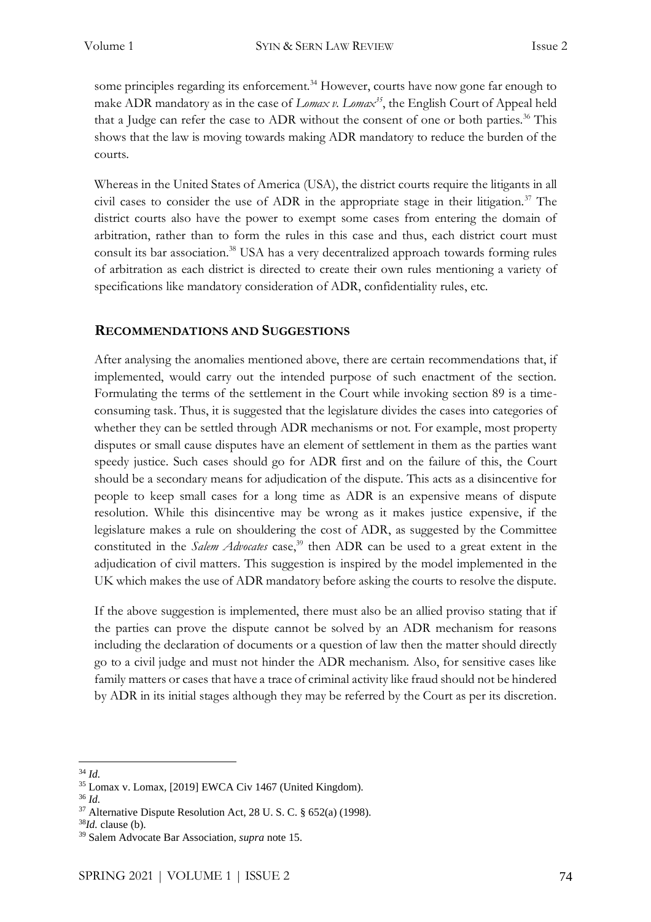some principles regarding its enforcement.[34] However, courts have now gone far enough to make ADR mandatory as in the case of *Lomax v. Lomax*[35], the English Court of Appeal held that a Judge can refer the case to ADR without the consent of one or both parties.[36] This shows that the law is moving towards making ADR mandatory to reduce the burden of the courts.

Whereas in the United States of America (USA), the district courts require the litigants in all civil cases to consider the use of ADR in the appropriate stage in their litigation.[37] The district courts also have the power to exempt some cases from entering the domain of arbitration, rather than to form the rules in this case and thus, each district court must consult its bar association.[38] USA has a very decentralized approach towards forming rules of arbitration as each district is directed to create their own rules mentioning a variety of specifications like mandatory consideration of ADR, confidentiality rules, etc.

## RECOMMENDATIONS AND SUGGESTIONS

After analysing the anomalies mentioned above, there are certain recommendations that, if implemented, would carry out the intended purpose of such enactment of the section. Formulating the terms of the settlement in the Court while invoking section 89 is a time-consuming task. Thus, it is suggested that the legislature divides the cases into categories of whether they can be settled through ADR mechanisms or not. For example, most property disputes or small cause disputes have an element of settlement in them as the parties want speedy justice. Such cases should go for ADR first and on the failure of this, the Court should be a secondary means for adjudication of the dispute. This acts as a disincentive for people to keep small cases for a long time as ADR is an expensive means of dispute resolution. While this disincentive may be wrong as it makes justice expensive, if the legislature makes a rule on shouldering the cost of ADR, as suggested by the Committee constituted in the *Salem Advocates* case,[39] then ADR can be used to a great extent in the adjudication of civil matters. This suggestion is inspired by the model implemented in the UK which makes the use of ADR mandatory before asking the courts to resolve the dispute.

If the above suggestion is implemented, there must also be an allied proviso stating that if the parties can prove the dispute cannot be solved by an ADR mechanism for reasons including the declaration of documents or a question of law then the matter should directly go to a civil judge and must not hinder the ADR mechanism. Also, for sensitive cases like family matters or cases that have a trace of criminal activity like fraud should not be hindered by ADR in its initial stages although they may be referred by the Court as per its discretion.

---

[34] *Id.*

[35] Lomax v. Lomax, [2019] EWCA Civ 1467 (United Kingdom).

[36] *Id.*

[37] Alternative Dispute Resolution Act, 28 U. S. C. § 652(a) (1998).

[38] *Id.* clause (b).

[39] Salem Advocate Bar Association, *supra* note 15.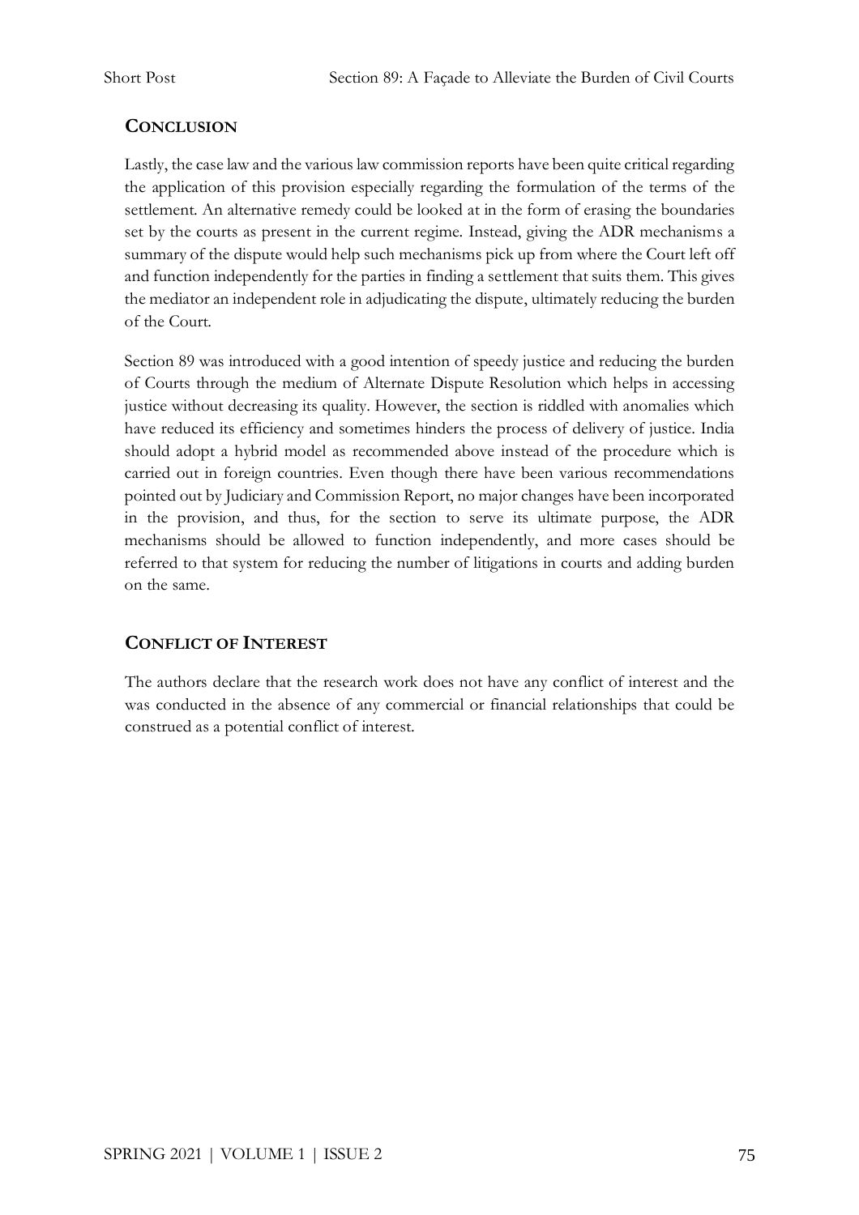## CONCLUSION

Lastly, the case law and the various law commission reports have been quite critical regarding the application of this provision especially regarding the formulation of the terms of the settlement. An alternative remedy could be looked at in the form of erasing the boundaries set by the courts as present in the current regime. Instead, giving the ADR mechanisms a summary of the dispute would help such mechanisms pick up from where the Court left off and function independently for the parties in finding a settlement that suits them. This gives the mediator an independent role in adjudicating the dispute, ultimately reducing the burden of the Court.

Section 89 was introduced with a good intention of speedy justice and reducing the burden of Courts through the medium of Alternate Dispute Resolution which helps in accessing justice without decreasing its quality. However, the section is riddled with anomalies which have reduced its efficiency and sometimes hinders the process of delivery of justice. India should adopt a hybrid model as recommended above instead of the procedure which is carried out in foreign countries. Even though there have been various recommendations pointed out by Judiciary and Commission Report, no major changes have been incorporated in the provision, and thus, for the section to serve its ultimate purpose, the ADR mechanisms should be allowed to function independently, and more cases should be referred to that system for reducing the number of litigations in courts and adding burden on the same.

## CONFLICT OF INTEREST

The authors declare that the research work does not have any conflict of interest and the was conducted in the absence of any commercial or financial relationships that could be construed as a potential conflict of interest.